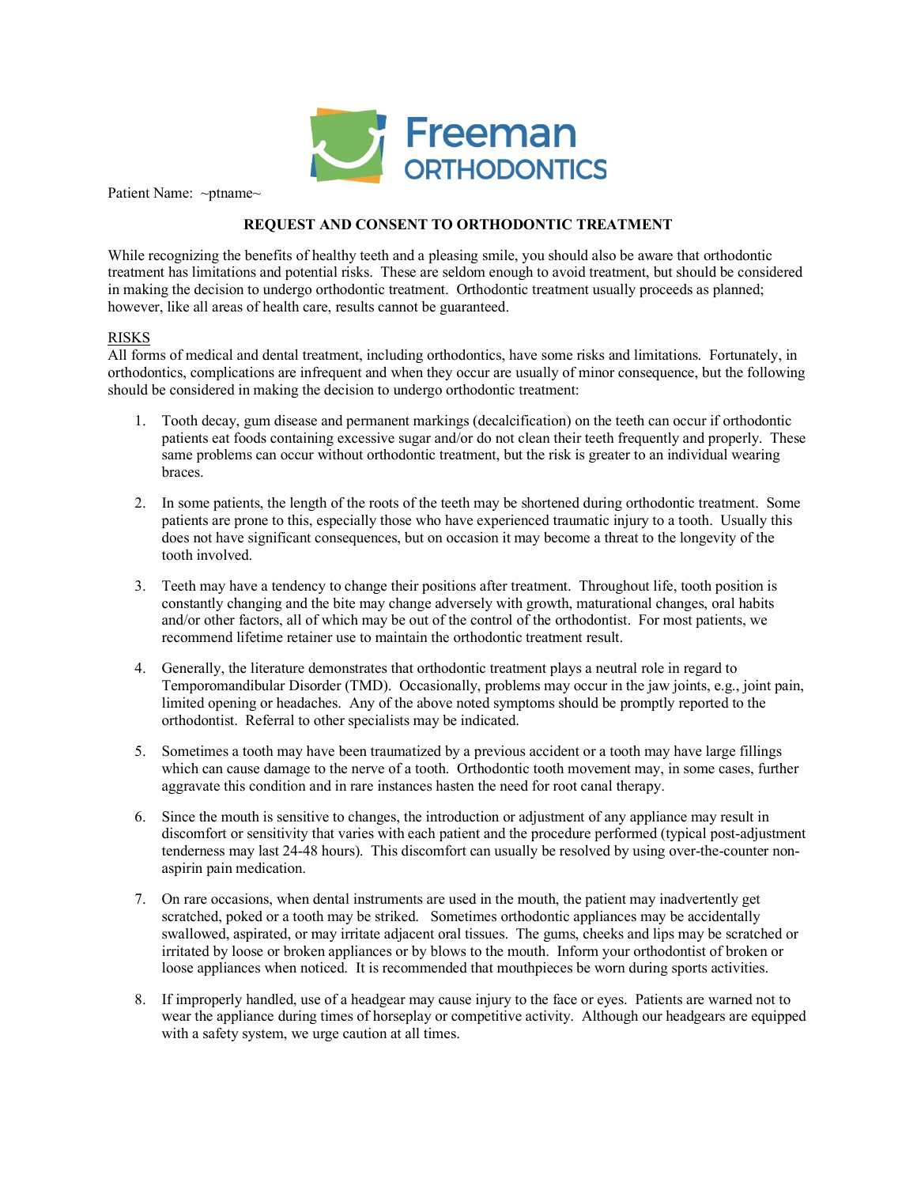Freeman ORTHODONTICS

Patient Name: ~ptname~

## REQUEST AND CONSENT TO ORTHODONTIC TREATMENT

While recognizing the benefits of healthy teeth and a pleasing smile, you should also be aware that orthodontic treatment has limitations and potential risks. These are seldom enough to avoid treatment, but should be considered in making the decision to undergo orthodontic treatment. Orthodontic treatment usually proceeds as planned; however, like all areas of health care, results cannot be guaranteed.

### RISKS

All forms of medical and dental treatment, including orthodontics, have some risks and limitations. Fortunately, in orthodontics, complications are infrequent and when they occur are usually of minor consequence, but the following should be considered in making the decision to undergo orthodontic treatment:

1. Tooth decay, gum disease and permanent markings (decalcification) on the teeth can occur if orthodontic patients eat foods containing excessive sugar and/or do not clean their teeth frequently and properly. These same problems can occur without orthodontic treatment, but the risk is greater to an individual wearing braces.

2. In some patients, the length of the roots of the teeth may be shortened during orthodontic treatment. Some patients are prone to this, especially those who have experienced traumatic injury to a tooth. Usually this does not have significant consequences, but on occasion it may become a threat to the longevity of the tooth involved.

3. Teeth may have a tendency to change their positions after treatment. Throughout life, tooth position is constantly changing and the bite may change adversely with growth, maturational changes, oral habits and/or other factors, all of which may be out of the control of the orthodontist. For most patients, we recommend lifetime retainer use to maintain the orthodontic treatment result.

4. Generally, the literature demonstrates that orthodontic treatment plays a neutral role in regard to Temporomandibular Disorder (TMD). Occasionally, problems may occur in the jaw joints, e.g., joint pain, limited opening or headaches. Any of the above noted symptoms should be promptly reported to the orthodontist. Referral to other specialists may be indicated.

5. Sometimes a tooth may have been traumatized by a previous accident or a tooth may have large fillings which can cause damage to the nerve of a tooth. Orthodontic tooth movement may, in some cases, further aggravate this condition and in rare instances hasten the need for root canal therapy.

6. Since the mouth is sensitive to changes, the introduction or adjustment of any appliance may result in discomfort or sensitivity that varies with each patient and the procedure performed (typical post-adjustment tenderness may last 24-48 hours). This discomfort can usually be resolved by using over-the-counter non-aspirin pain medication.

7. On rare occasions, when dental instruments are used in the mouth, the patient may inadvertently get scratched, poked or a tooth may be striked. Sometimes orthodontic appliances may be accidentally swallowed, aspirated, or may irritate adjacent oral tissues. The gums, cheeks and lips may be scratched or irritated by loose or broken appliances or by blows to the mouth. Inform your orthodontist of broken or loose appliances when noticed. It is recommended that mouthpieces be worn during sports activities.

8. If improperly handled, use of a headgear may cause injury to the face or eyes. Patients are warned not to wear the appliance during times of horseplay or competitive activity. Although our headgears are equipped with a safety system, we urge caution at all times.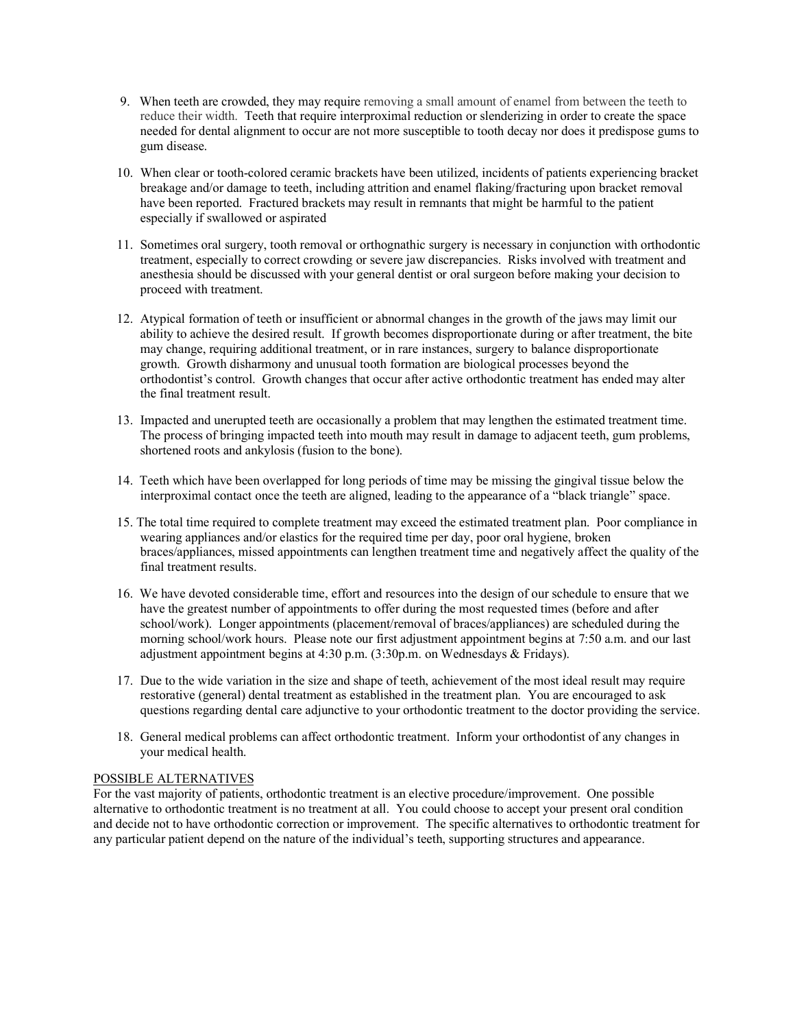9. When teeth are crowded, they may require removing a small amount of enamel from between the teeth to reduce their width. Teeth that require interproximal reduction or slenderizing in order to create the space needed for dental alignment to occur are not more susceptible to tooth decay nor does it predispose gums to gum disease.

10. When clear or tooth-colored ceramic brackets have been utilized, incidents of patients experiencing bracket breakage and/or damage to teeth, including attrition and enamel flaking/fracturing upon bracket removal have been reported. Fractured brackets may result in remnants that might be harmful to the patient especially if swallowed or aspirated

11. Sometimes oral surgery, tooth removal or orthognathic surgery is necessary in conjunction with orthodontic treatment, especially to correct crowding or severe jaw discrepancies. Risks involved with treatment and anesthesia should be discussed with your general dentist or oral surgeon before making your decision to proceed with treatment.

12. Atypical formation of teeth or insufficient or abnormal changes in the growth of the jaws may limit our ability to achieve the desired result. If growth becomes disproportionate during or after treatment, the bite may change, requiring additional treatment, or in rare instances, surgery to balance disproportionate growth. Growth disharmony and unusual tooth formation are biological processes beyond the orthodontist's control. Growth changes that occur after active orthodontic treatment has ended may alter the final treatment result.

13. Impacted and unerupted teeth are occasionally a problem that may lengthen the estimated treatment time. The process of bringing impacted teeth into mouth may result in damage to adjacent teeth, gum problems, shortened roots and ankylosis (fusion to the bone).

14. Teeth which have been overlapped for long periods of time may be missing the gingival tissue below the interproximal contact once the teeth are aligned, leading to the appearance of a "black triangle" space.

15. The total time required to complete treatment may exceed the estimated treatment plan. Poor compliance in wearing appliances and/or elastics for the required time per day, poor oral hygiene, broken braces/appliances, missed appointments can lengthen treatment time and negatively affect the quality of the final treatment results.

16. We have devoted considerable time, effort and resources into the design of our schedule to ensure that we have the greatest number of appointments to offer during the most requested times (before and after school/work). Longer appointments (placement/removal of braces/appliances) are scheduled during the morning school/work hours. Please note our first adjustment appointment begins at 7:50 a.m. and our last adjustment appointment begins at 4:30 p.m. (3:30p.m. on Wednesdays & Fridays).

17. Due to the wide variation in the size and shape of teeth, achievement of the most ideal result may require restorative (general) dental treatment as established in the treatment plan. You are encouraged to ask questions regarding dental care adjunctive to your orthodontic treatment to the doctor providing the service.

18. General medical problems can affect orthodontic treatment. Inform your orthodontist of any changes in your medical health.

POSSIBLE ALTERNATIVES

For the vast majority of patients, orthodontic treatment is an elective procedure/improvement. One possible alternative to orthodontic treatment is no treatment at all. You could choose to accept your present oral condition and decide not to have orthodontic correction or improvement. The specific alternatives to orthodontic treatment for any particular patient depend on the nature of the individual's teeth, supporting structures and appearance.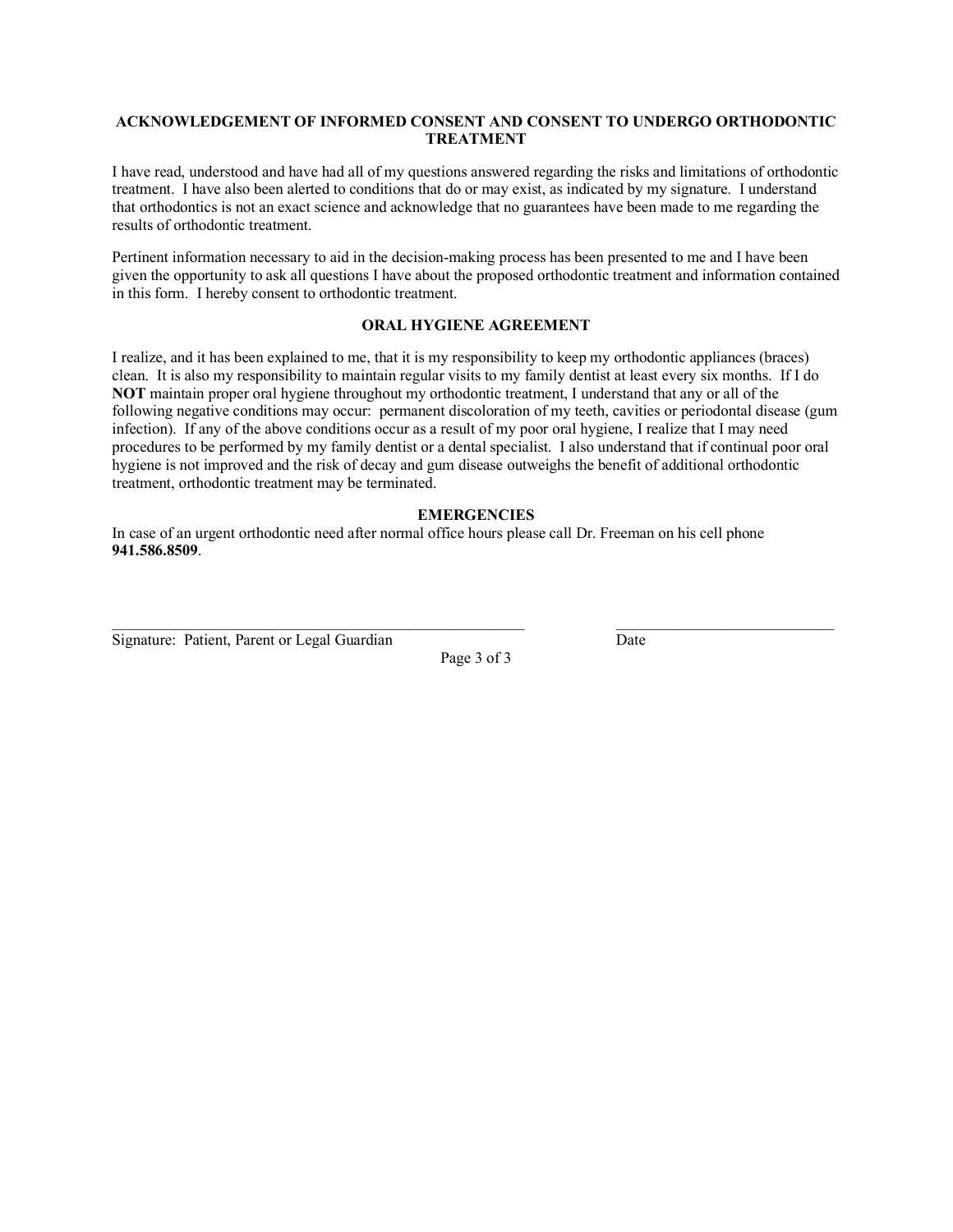## ACKNOWLEDGEMENT OF INFORMED CONSENT AND CONSENT TO UNDERGO ORTHODONTIC TREATMENT

I have read, understood and have had all of my questions answered regarding the risks and limitations of orthodontic treatment. I have also been alerted to conditions that do or may exist, as indicated by my signature. I understand that orthodontics is not an exact science and acknowledge that no guarantees have been made to me regarding the results of orthodontic treatment.

Pertinent information necessary to aid in the decision-making process has been presented to me and I have been given the opportunity to ask all questions I have about the proposed orthodontic treatment and information contained in this form. I hereby consent to orthodontic treatment.

## ORAL HYGIENE AGREEMENT

I realize, and it has been explained to me, that it is my responsibility to keep my orthodontic appliances (braces) clean. It is also my responsibility to maintain regular visits to my family dentist at least every six months. If I do **NOT** maintain proper oral hygiene throughout my orthodontic treatment, I understand that any or all of the following negative conditions may occur: permanent discoloration of my teeth, cavities or periodontal disease (gum infection). If any of the above conditions occur as a result of my poor oral hygiene, I realize that I may need procedures to be performed by my family dentist or a dental specialist. I also understand that if continual poor oral hygiene is not improved and the risk of decay and gum disease outweighs the benefit of additional orthodontic treatment, orthodontic treatment may be terminated.

## EMERGENCIES

In case of an urgent orthodontic need after normal office hours please call Dr. Freeman on his cell phone **941.586.8509**.

\_\_\_\_\_\_\_\_\_\_\_\_\_\_\_\_\_\_\_\_\_\_\_\_\_\_\_\_\_\_\_\_\_\_\_\_\_\_\_\_\_\_\_\_\_\_\_\_\_\_\_\_\_\_ \_\_\_\_\_\_\_\_\_\_\_\_\_\_\_\_\_\_\_\_\_\_\_\_\_\_\_\_\_\_

Signature: Patient, Parent or Legal Guardian Date